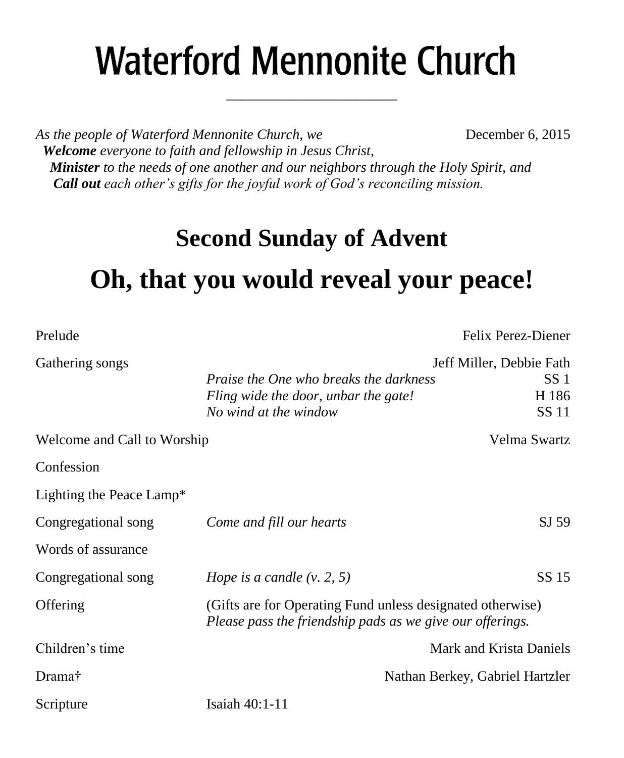# Waterford Mennonite Church

---

*As the people of Waterford Mennonite Church, we* December 6, 2015

***Welcome** everyone to faith and fellowship in Jesus Christ,*
***Minister** to the needs of one another and our neighbors through the Holy Spirit, and*
***Call out** each other's gifts for the joyful work of God's reconciling mission.*

## Second Sunday of Advent

# Oh, that you would reveal your peace!

| | | |
|---|---|---|
| Prelude | | Felix Perez-Diener |
| Gathering songs | | Jeff Miller, Debbie Fath |
| | *Praise the One who breaks the darkness* | SS 1 |
| | *Fling wide the door, unbar the gate!* | H 186 |
| | *No wind at the window* | SS 11 |
| Welcome and Call to Worship | | Velma Swartz |
| Confession | | |
| Lighting the Peace Lamp* | | |
| Congregational song | *Come and fill our hearts* | SJ 59 |
| Words of assurance | | |
| Congregational song | *Hope is a candle (v. 2, 5)* | SS 15 |
| Offering | (Gifts are for Operating Fund unless designated otherwise) *Please pass the friendship pads as we give our offerings.* | |
| Children's time | | Mark and Krista Daniels |
| Drama† | | Nathan Berkey, Gabriel Hartzler |
| Scripture | Isaiah 40:1-11 | |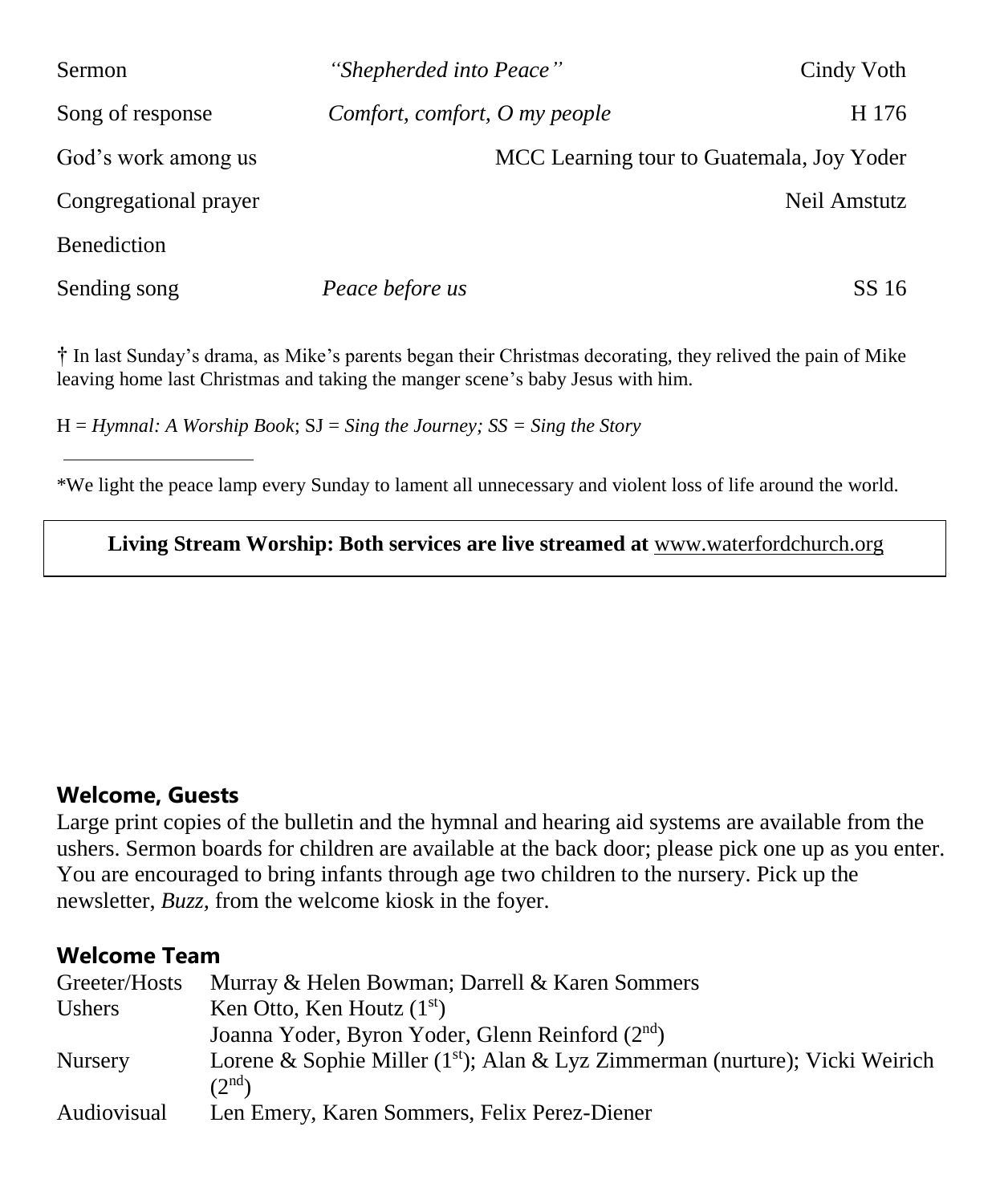| | | |
|---|---|---|
| Sermon | *"Shepherded into Peace"* | Cindy Voth |
| Song of response | *Comfort, comfort, O my people* | H 176 |
| God's work among us | | MCC Learning tour to Guatemala, Joy Yoder |
| Congregational prayer | | Neil Amstutz |
| Benediction | | |
| Sending song | *Peace before us* | SS 16 |

† In last Sunday's drama, as Mike's parents began their Christmas decorating, they relived the pain of Mike leaving home last Christmas and taking the manger scene's baby Jesus with him.

H = *Hymnal: A Worship Book*; SJ = *Sing the Journey; SS = Sing the Story*

---

*We light the peace lamp every Sunday to lament all unnecessary and violent loss of life around the world.

**Living Stream Worship: Both services are live streamed at** www.waterfordchurch.org

## Welcome, Guests

Large print copies of the bulletin and the hymnal and hearing aid systems are available from the ushers. Sermon boards for children are available at the back door; please pick one up as you enter. You are encouraged to bring infants through age two children to the nursery. Pick up the newsletter, *Buzz,* from the welcome kiosk in the foyer.

## Welcome Team

| | |
|---|---|
| Greeter/Hosts | Murray & Helen Bowman; Darrell & Karen Sommers |
| Ushers | Ken Otto, Ken Houtz (1st) |
| | Joanna Yoder, Byron Yoder, Glenn Reinford (2nd) |
| Nursery | Lorene & Sophie Miller (1st); Alan & Lyz Zimmerman (nurture); Vicki Weirich (2nd) |
| Audiovisual | Len Emery, Karen Sommers, Felix Perez-Diener |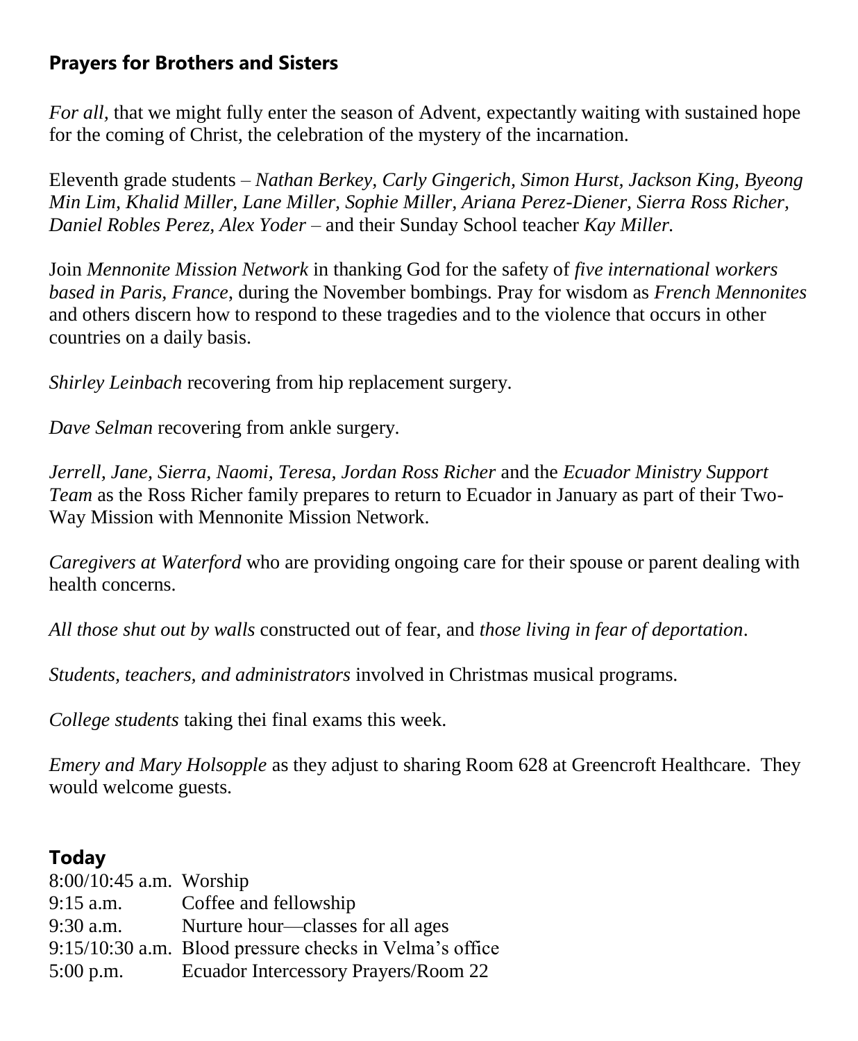## Prayers for Brothers and Sisters

*For all,* that we might fully enter the season of Advent, expectantly waiting with sustained hope for the coming of Christ, the celebration of the mystery of the incarnation.

Eleventh grade students – *Nathan Berkey, Carly Gingerich, Simon Hurst, Jackson King, Byeong Min Lim, Khalid Miller, Lane Miller, Sophie Miller, Ariana Perez-Diener, Sierra Ross Richer, Daniel Robles Perez, Alex Yoder* – and their Sunday School teacher *Kay Miller.*

Join *Mennonite Mission Network* in thanking God for the safety of *five international workers based in Paris, France,* during the November bombings. Pray for wisdom as *French Mennonites* and others discern how to respond to these tragedies and to the violence that occurs in other countries on a daily basis.

*Shirley Leinbach* recovering from hip replacement surgery.

*Dave Selman* recovering from ankle surgery.

*Jerrell, Jane, Sierra, Naomi, Teresa, Jordan Ross Richer* and the *Ecuador Ministry Support Team* as the Ross Richer family prepares to return to Ecuador in January as part of their Two-Way Mission with Mennonite Mission Network.

*Caregivers at Waterford* who are providing ongoing care for their spouse or parent dealing with health concerns.

*All those shut out by walls* constructed out of fear, and *those living in fear of deportation*.

*Students, teachers, and administrators* involved in Christmas musical programs.

*College students* taking thei final exams this week.

*Emery and Mary Holsopple* as they adjust to sharing Room 628 at Greencroft Healthcare. They would welcome guests.

## Today

| | |
|---|---|
| 8:00/10:45 a.m. | Worship |
| 9:15 a.m. | Coffee and fellowship |
| 9:30 a.m. | Nurture hour—classes for all ages |
| 9:15/10:30 a.m. | Blood pressure checks in Velma's office |
| 5:00 p.m. | Ecuador Intercessory Prayers/Room 22 |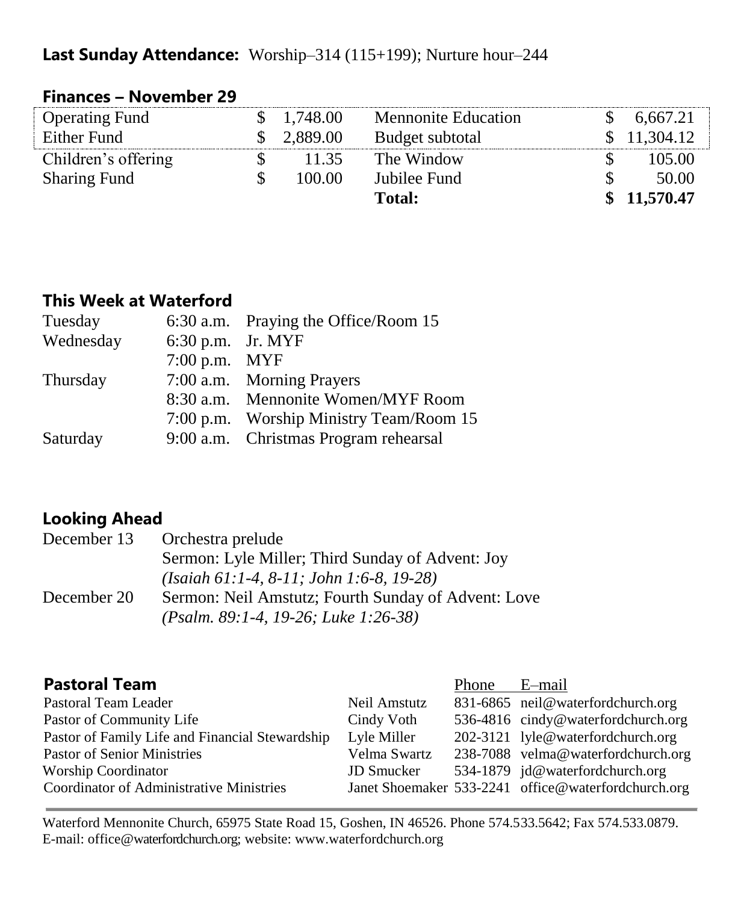**Last Sunday Attendance:** Worship–314 (115+199); Nurture hour–244

### Finances – November 29

| | | | |
|---|---|---|---|
| Operating Fund | $ 1,748.00 | Mennonite Education | $ 6,667.21 |
| Either Fund | $ 2,889.00 | Budget subtotal | $ 11,304.12 |
| Children's offering | $ 11.35 | The Window | $ 105.00 |
| Sharing Fund | $ 100.00 | Jubilee Fund | $ 50.00 |
| | | **Total:** | **$ 11,570.47** |

### This Week at Waterford

| | | |
|---|---|---|
| Tuesday | 6:30 a.m. | Praying the Office/Room 15 |
| Wednesday | 6:30 p.m. | Jr. MYF |
| | 7:00 p.m. | MYF |
| Thursday | 7:00 a.m. | Morning Prayers |
| | 8:30 a.m. | Mennonite Women/MYF Room |
| | 7:00 p.m. | Worship Ministry Team/Room 15 |
| Saturday | 9:00 a.m. | Christmas Program rehearsal |

### Looking Ahead

| | |
|---|---|
| December 13 | Orchestra prelude |
| | Sermon: Lyle Miller; Third Sunday of Advent: Joy |
| | *(Isaiah 61:1-4, 8-11; John 1:6-8, 19-28)* |
| December 20 | Sermon: Neil Amstutz; Fourth Sunday of Advent: Love |
| | *(Psalm. 89:1-4, 19-26; Luke 1:26-38)* |

### Pastoral Team

| | | Phone | E–mail |
|---|---|---|---|
| Pastoral Team Leader | Neil Amstutz | 831-6865 | neil@waterfordchurch.org |
| Pastor of Community Life | Cindy Voth | 536-4816 | cindy@waterfordchurch.org |
| Pastor of Family Life and Financial Stewardship | Lyle Miller | 202-3121 | lyle@waterfordchurch.org |
| Pastor of Senior Ministries | Velma Swartz | 238-7088 | velma@waterfordchurch.org |
| Worship Coordinator | JD Smucker | 534-1879 | jd@waterfordchurch.org |
| Coordinator of Administrative Ministries | Janet Shoemaker | 533-2241 | office@waterfordchurch.org |

Waterford Mennonite Church, 65975 State Road 15, Goshen, IN 46526. Phone 574.533.5642; Fax 574.533.0879. E-mail: office@waterfordchurch.org; website: www.waterfordchurch.org